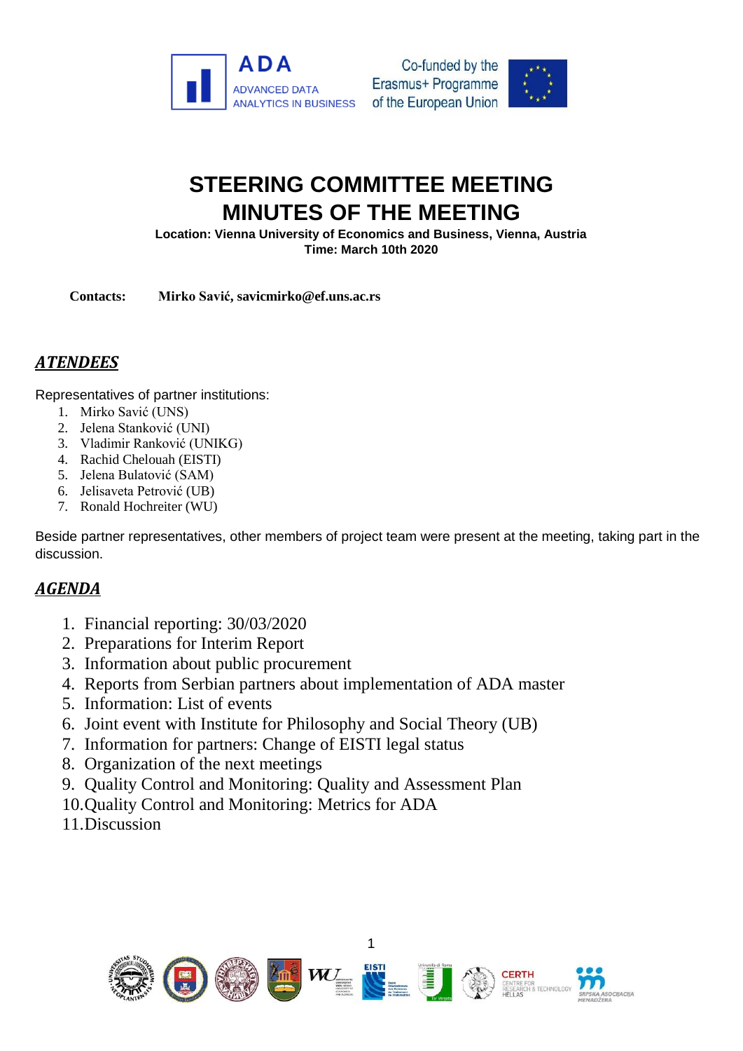# STEERING COMMITTEE MEETING
# MINUTES OF THE MEETING

**Location: Vienna University of Economics and Business, Vienna, Austria**
**Time: March 10th 2020**

**Contacts:** **Mirko Savić, savicmirko@ef.uns.ac.rs**

## ***ATENDEES***

Representatives of partner institutions:

1. Mirko Savić (UNS)
2. Jelena Stanković (UNI)
3. Vladimir Ranković (UNIKG)
4. Rachid Chelouah (EISTI)
5. Jelena Bulatović (SAM)
6. Jelisaveta Petrović (UB)
7. Ronald Hochreiter (WU)

Beside partner representatives, other members of project team were present at the meeting, taking part in the discussion.

## ***AGENDA***

1. Financial reporting: 30/03/2020
2. Preparations for Interim Report
3. Information about public procurement
4. Reports from Serbian partners about implementation of ADA master
5. Information: List of events
6. Joint event with Institute for Philosophy and Social Theory (UB)
7. Information for partners: Change of EISTI legal status
8. Organization of the next meetings
9. Quality Control and Monitoring: Quality and Assessment Plan
10. Quality Control and Monitoring: Metrics for ADA
11. Discussion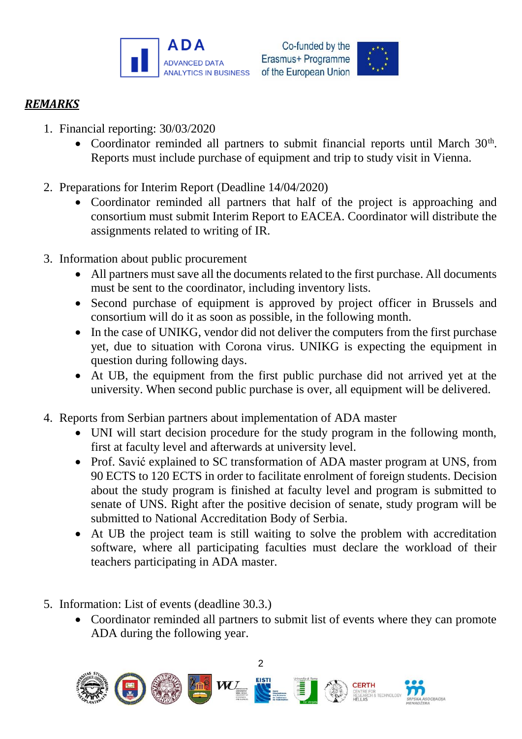***REMARKS***

1. Financial reporting: 30/03/2020
   - Coordinator reminded all partners to submit financial reports until March 30th. Reports must include purchase of equipment and trip to study visit in Vienna.

2. Preparations for Interim Report (Deadline 14/04/2020)
   - Coordinator reminded all partners that half of the project is approaching and consortium must submit Interim Report to EACEA. Coordinator will distribute the assignments related to writing of IR.

3. Information about public procurement
   - All partners must save all the documents related to the first purchase. All documents must be sent to the coordinator, including inventory lists.
   - Second purchase of equipment is approved by project officer in Brussels and consortium will do it as soon as possible, in the following month.
   - In the case of UNIKG, vendor did not deliver the computers from the first purchase yet, due to situation with Corona virus. UNIKG is expecting the equipment in question during following days.
   - At UB, the equipment from the first public purchase did not arrived yet at the university. When second public purchase is over, all equipment will be delivered.

4. Reports from Serbian partners about implementation of ADA master
   - UNI will start decision procedure for the study program in the following month, first at faculty level and afterwards at university level.
   - Prof. Savić explained to SC transformation of ADA master program at UNS, from 90 ECTS to 120 ECTS in order to facilitate enrolment of foreign students. Decision about the study program is finished at faculty level and program is submitted to senate of UNS. Right after the positive decision of senate, study program will be submitted to National Accreditation Body of Serbia.
   - At UB the project team is still waiting to solve the problem with accreditation software, where all participating faculties must declare the workload of their teachers participating in ADA master.

5. Information: List of events (deadline 30.3.)
   - Coordinator reminded all partners to submit list of events where they can promote ADA during the following year.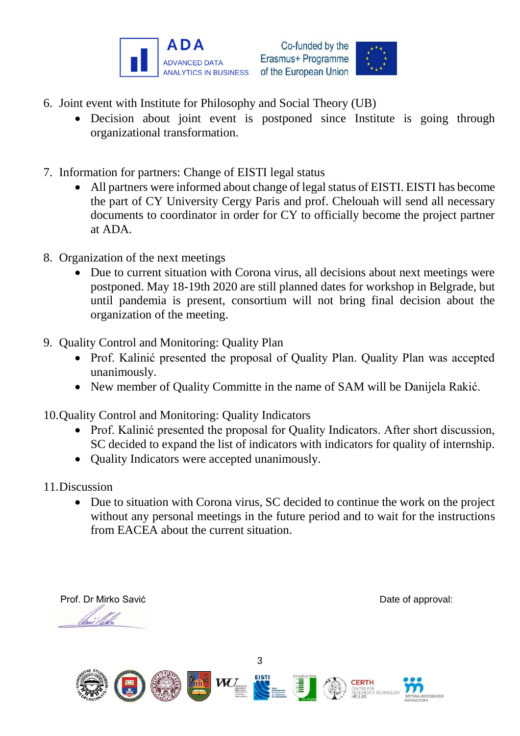6. Joint event with Institute for Philosophy and Social Theory (UB)
   - Decision about joint event is postponed since Institute is going through organizational transformation.

7. Information for partners: Change of EISTI legal status
   - All partners were informed about change of legal status of EISTI. EISTI has become the part of CY University Cergy Paris and prof. Chelouah will send all necessary documents to coordinator in order for CY to officially become the project partner at ADA.

8. Organization of the next meetings
   - Due to current situation with Corona virus, all decisions about next meetings were postponed. May 18-19th 2020 are still planned dates for workshop in Belgrade, but until pandemia is present, consortium will not bring final decision about the organization of the meeting.

9. Quality Control and Monitoring: Quality Plan
   - Prof. Kalinić presented the proposal of Quality Plan. Quality Plan was accepted unanimously.
   - New member of Quality Committe in the name of SAM will be Danijela Rakić.

10. Quality Control and Monitoring: Quality Indicators
    - Prof. Kalinić presented the proposal for Quality Indicators. After short discussion, SC decided to expand the list of indicators with indicators for quality of internship.
    - Quality Indicators were accepted unanimously.

11. Discussion
    - Due to situation with Corona virus, SC decided to continue the work on the project without any personal meetings in the future period and to wait for the instructions from EACEA about the current situation.

Prof. Dr Mirko Savić

Date of approval: